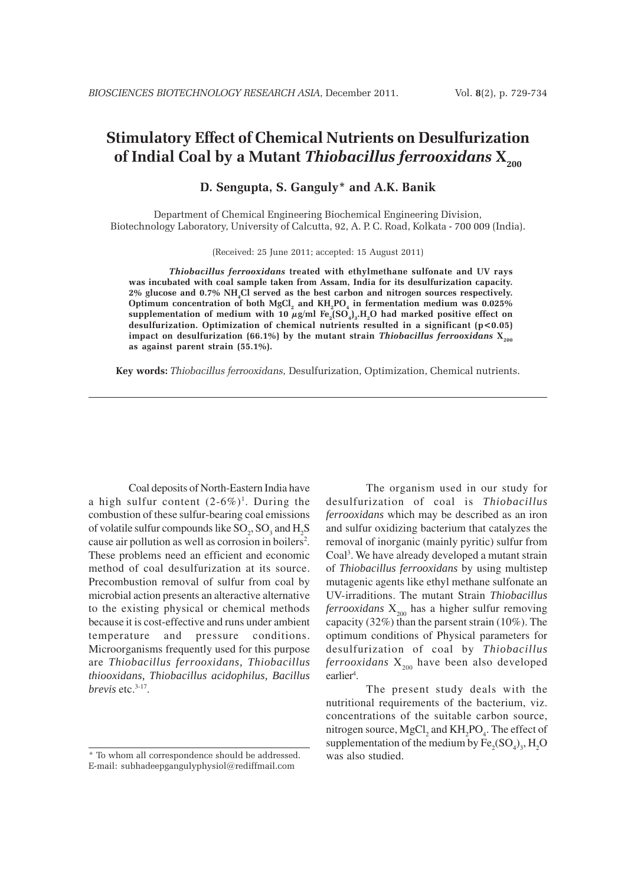# Stimulatory Effect of Chemical Nutrients on Desulfurization of Indial Coal by a Mutant *Thiobacillus ferrooxidans* $X_{200}$

**D. Sengupta, S. Ganguly\* and A.K. Banik**

Department of Chemical Engineering Biochemical Engineering Division, Biotechnology Laboratory, University of Calcutta, 92, A. P. C. Road, Kolkata - 700 009 (India).

(Received: 25 June 2011; accepted: 15 August 2011)

***Thiobacillus ferrooxidans* treated with ethylmethane sulfonate and UV rays was incubated with coal sample taken from Assam, India for its desulfurization capacity. 2% glucose and 0.7% $NH_4Cl$ served as the best carbon and nitrogen sources respectively. Optimum concentration of both $MgCl_2$ and $KH_2PO_4$ in fermentation medium was 0.025% supplementation of medium with 10 $\mu$g/ml $Fe_2(SO_4)_3.H_2O$ had marked positive effect on desulfurization. Optimization of chemical nutrients resulted in a significant ($p<0.05$) impact on desulfurization (66.1%) by the mutant strain *Thiobacillus ferrooxidans* $X_{200}$ as against parent strain (55.1%).**

**Key words:** *Thiobacillus ferrooxidans,* Desulfurization, Optimization, Chemical nutrients.

---

Coal deposits of North-Eastern India have a high sulfur content (2-6%)[1]. During the combustion of these sulfur-bearing coal emissions of volatile sulfur compounds like $SO_2$, $SO_3$ and $H_2S$ cause air pollution as well as corrosion in boilers[2]. These problems need an efficient and economic method of coal desulfurization at its source. Precombustion removal of sulfur from coal by microbial action presents an alteractive alternative to the existing physical or chemical methods because it is cost-effective and runs under ambient temperature and pressure conditions. Microorganisms frequently used for this purpose are *Thiobacillus ferrooxidans, Thiobacillus thiooxidans, Thiobacillus acidophilus, Bacillus brevis* etc.[3-17].

The organism used in our study for desulfurization of coal is *Thiobacillus ferrooxidans* which may be described as an iron and sulfur oxidizing bacterium that catalyzes the removal of inorganic (mainly pyritic) sulfur from Coal[3]. We have already developed a mutant strain of *Thiobacillus ferrooxidans* by using multistep mutagenic agents like ethyl methane sulfonate an UV-irraditions. The mutant Strain *Thiobacillus ferrooxidans* $X_{200}$ has a higher sulfur removing capacity (32%) than the parsent strain (10%). The optimum conditions of Physical parameters for desulfurization of coal by *Thiobacillus ferrooxidans* $X_{200}$ have been also developed earlier[4].

The present study deals with the nutritional requirements of the bacterium, viz. concentrations of the suitable carbon source, nitrogen source, $MgCl_2$ and $KH_2PO_4$. The effect of supplementation of the medium by $Fe_2(SO_4)_3$, $H_2O$ was also studied.

\* To whom all correspondence should be addressed.
E-mail: subhadeepgangulyphysiol@rediffmail.com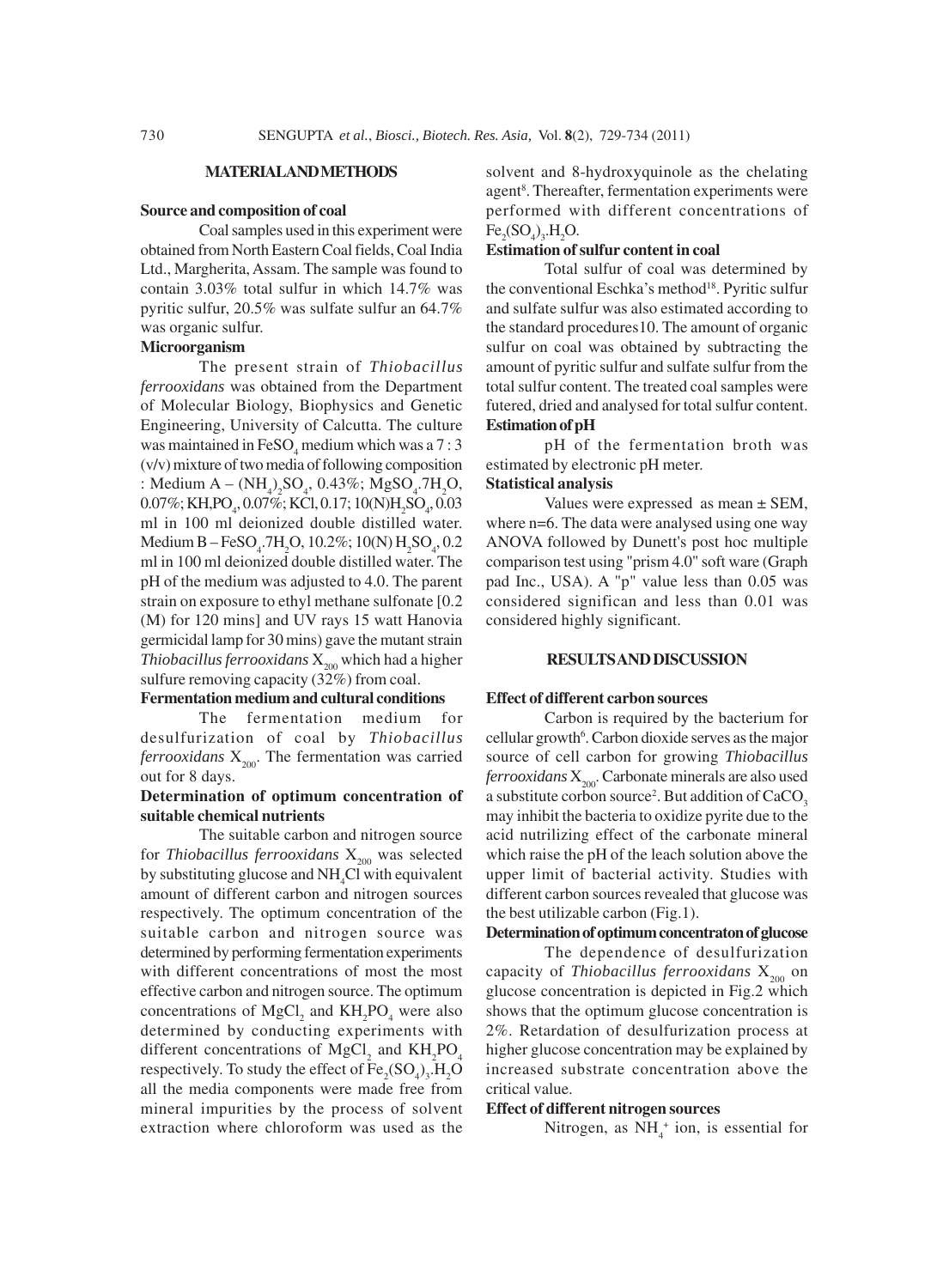## MATERIAL AND METHODS

### Source and composition of coal

Coal samples used in this experiment were obtained from North Eastern Coal fields, Coal India Ltd., Margherita, Assam. The sample was found to contain 3.03% total sulfur in which 14.7% was pyritic sulfur, 20.5% was sulfate sulfur an 64.7% was organic sulfur.

### Microorganism

The present strain of *Thiobacillus ferrooxidans* was obtained from the Department of Molecular Biology, Biophysics and Genetic Engineering, University of Calcutta. The culture was maintained in $FeSO_4$ medium which was a 7 : 3 (v/v) mixture of two media of following composition : Medium A – $(NH_4)_2SO_4$, 0.43%; $MgSO_4.7H_2O$, 0.07%; $KH_2PO_4$, 0.07%; KCl, 0.17; 10(N)$H_2SO_4$, 0.03 ml in 100 ml deionized double distilled water. Medium B – $FeSO_4.7H_2O$, 10.2%; 10(N) $H_2SO_4$, 0.2 ml in 100 ml deionized double distilled water. The pH of the medium was adjusted to 4.0. The parent strain on exposure to ethyl methane sulfonate [0.2 (M) for 120 mins] and UV rays 15 watt Hanovia germicidal lamp for 30 mins) gave the mutant strain *Thiobacillus ferrooxidans* $X_{200}$ which had a higher sulfure removing capacity (32%) from coal.

### Fermentation medium and cultural conditions

The fermentation medium for desulfurization of coal by *Thiobacillus ferrooxidans* $X_{200}$. The fermentation was carried out for 8 days.

### Determination of optimum concentration of suitable chemical nutrients

The suitable carbon and nitrogen source for *Thiobacillus ferrooxidans* $X_{200}$ was selected by substituting glucose and $NH_4Cl$ with equivalent amount of different carbon and nitrogen sources respectively. The optimum concentration of the suitable carbon and nitrogen source was determined by performing fermentation experiments with different concentrations of most the most effective carbon and nitrogen source. The optimum concentrations of $MgCl_2$ and $KH_2PO_4$ were also determined by conducting experiments with different concentrations of $MgCl_2$ and $KH_2PO_4$ respectively. To study the effect of $Fe_2(SO_4)_3.H_2O$ all the media components were made free from mineral impurities by the process of solvent extraction where chloroform was used as the solvent and 8-hydroxyquinole as the chelating agent[8]. Thereafter, fermentation experiments were performed with different concentrations of $Fe_2(SO_4)_3.H_2O$.

### Estimation of sulfur content in coal

Total sulfur of coal was determined by the conventional Eschka's method[18]. Pyritic sulfur and sulfate sulfur was also estimated according to the standard procedures10. The amount of organic sulfur on coal was obtained by subtracting the amount of pyritic sulfur and sulfate sulfur from the total sulfur content. The treated coal samples were futered, dried and analysed for total sulfur content.

### Estimation of pH

pH of the fermentation broth was estimated by electronic pH meter.

### Statistical analysis

Values were expressed as mean ± SEM, where n=6. The data were analysed using one way ANOVA followed by Dunett's post hoc multiple comparison test using "prism 4.0" soft ware (Graph pad Inc., USA). A "p" value less than 0.05 was considered significan and less than 0.01 was considered highly significant.

## RESULTS AND DISCUSSION

### Effect of different carbon sources

Carbon is required by the bacterium for cellular growth[6]. Carbon dioxide serves as the major source of cell carbon for growing *Thiobacillus ferrooxidans* $X_{200}$. Carbonate minerals are also used a substitute corbon source[2]. But addition of $CaCO_3$ may inhibit the bacteria to oxidize pyrite due to the acid nutrilizing effect of the carbonate mineral which raise the pH of the leach solution above the upper limit of bacterial activity. Studies with different carbon sources revealed that glucose was the best utilizable carbon (Fig.1).

### Determination of optimum concentraton of glucose

The dependence of desulfurization capacity of *Thiobacillus ferrooxidans* $X_{200}$ on glucose concentration is depicted in Fig.2 which shows that the optimum glucose concentration is 2%. Retardation of desulfurization process at higher glucose concentration may be explained by increased substrate concentration above the critical value.

### Effect of different nitrogen sources

Nitrogen, as $NH_4^+$ ion, is essential for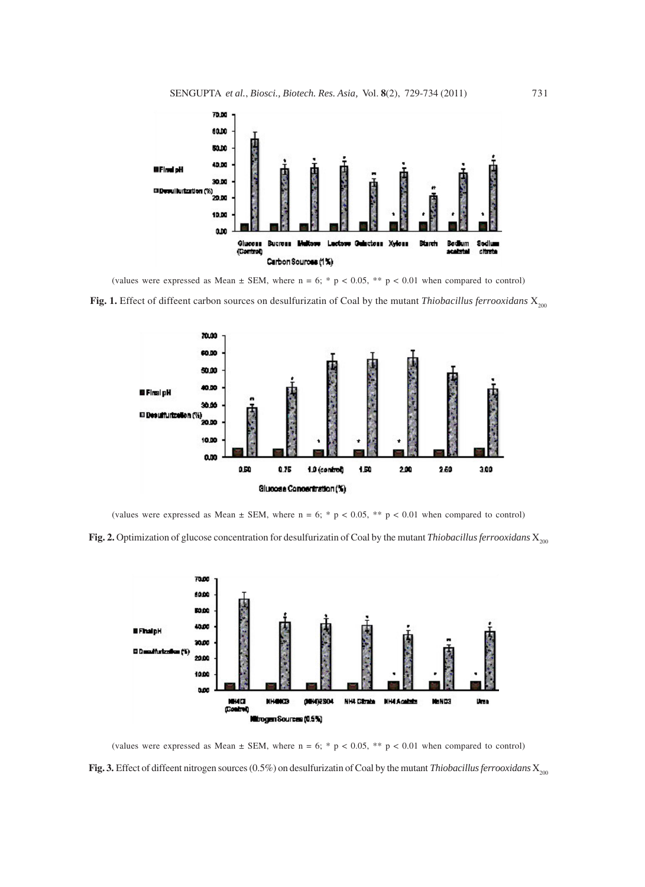(values were expressed as Mean ± SEM, where n = 6; * $p < 0.05$, ** $p < 0.01$ when compared to control)

**Fig. 1.** Effect of diffeent carbon sources on desulfurizatin of Coal by the mutant *Thiobacillus ferrooxidans* $X_{200}$

(values were expressed as Mean ± SEM, where n = 6; * $p < 0.05$, ** $p < 0.01$ when compared to control)

**Fig. 2.** Optimization of glucose concentration for desulfurizatin of Coal by the mutant *Thiobacillus ferrooxidans* $X_{200}$

(values were expressed as Mean ± SEM, where n = 6; * $p < 0.05$, ** $p < 0.01$ when compared to control)

**Fig. 3.** Effect of diffeent nitrogen sources (0.5%) on desulfurizatin of Coal by the mutant *Thiobacillus ferrooxidans* $X_{200}$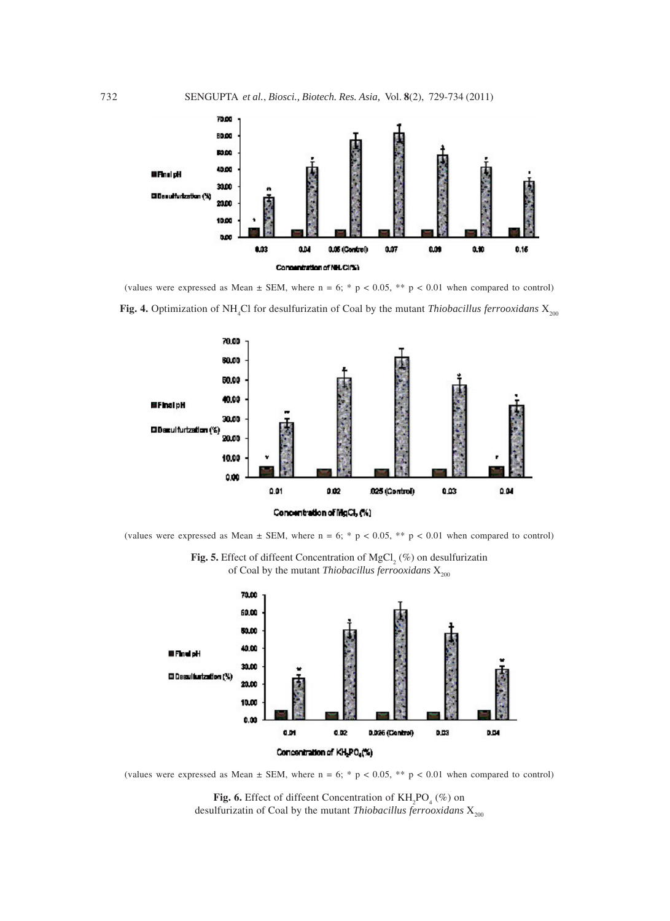(values were expressed as Mean ± SEM, where n = 6; * $p < 0.05$, ** $p < 0.01$ when compared to control)

**Fig. 4.** Optimization of $NH_4Cl$ for desulfurizatin of Coal by the mutant *Thiobacillus ferrooxidans* $X_{200}$

(values were expressed as Mean ± SEM, where n = 6; * $p < 0.05$, ** $p < 0.01$ when compared to control)

**Fig. 5.** Effect of diffeent Concentration of $MgCl_2$ (%) on desulfurizatin of Coal by the mutant *Thiobacillus ferrooxidans* $X_{200}$

(values were expressed as Mean ± SEM, where n = 6; * $p < 0.05$, ** $p < 0.01$ when compared to control)

**Fig. 6.** Effect of diffeent Concentration of $KH_2PO_4$ (%) on desulfurizatin of Coal by the mutant *Thiobacillus ferrooxidans* $X_{200}$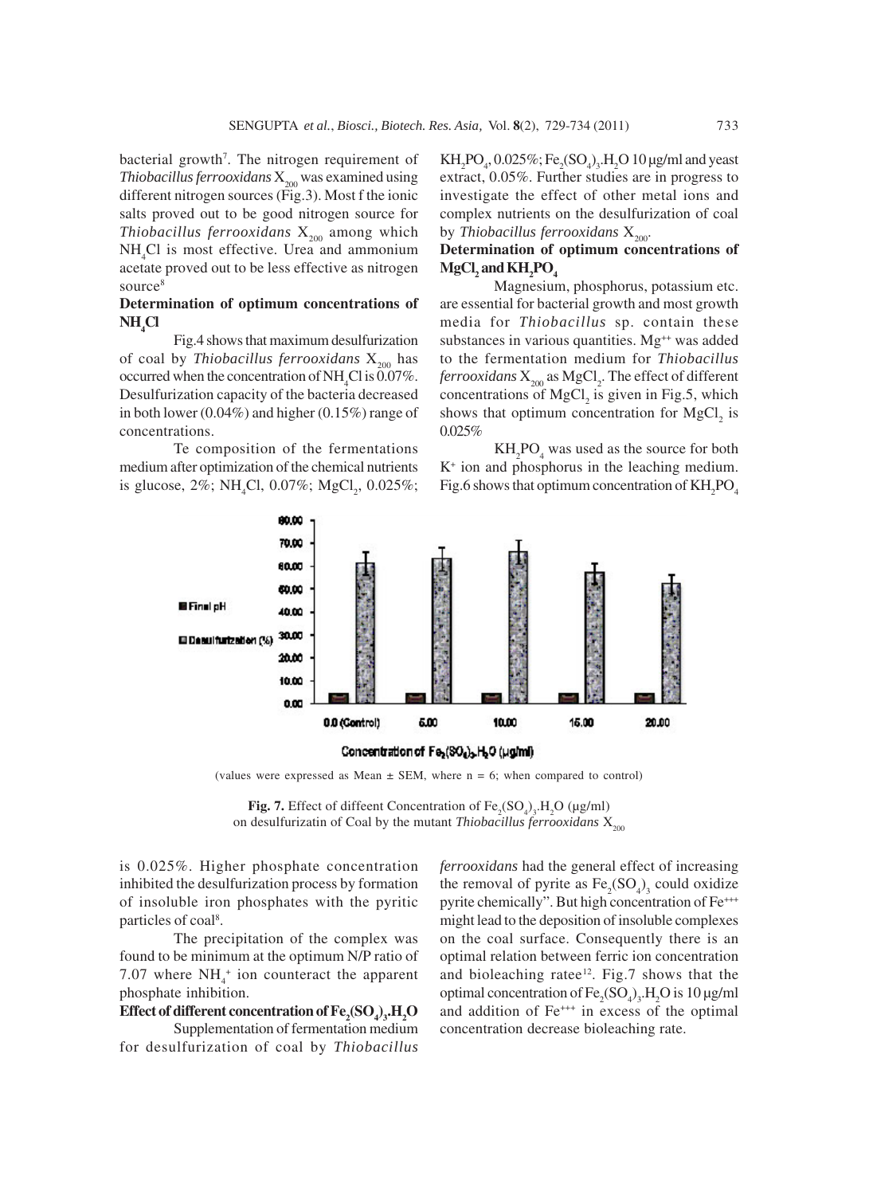bacterial growth[7]. The nitrogen requirement of *Thiobacillus ferrooxidans* $X_{200}$ was examined using different nitrogen sources (Fig.3). Most f the ionic salts proved out to be good nitrogen source for *Thiobacillus ferrooxidans* $X_{200}$ among which $NH_4Cl$ is most effective. Urea and ammonium acetate proved out to be less effective as nitrogen source[8]

**Determination of optimum concentrations of $NH_4Cl$**

Fig.4 shows that maximum desulfurization of coal by *Thiobacillus ferrooxidans* $X_{200}$ has occurred when the concentration of $NH_4Cl$ is 0.07%. Desulfurization capacity of the bacteria decreased in both lower (0.04%) and higher (0.15%) range of concentrations.

Te composition of the fermentations medium after optimization of the chemical nutrients is glucose, 2%; $NH_4Cl$, 0.07%; $MgCl_2$, 0.025%; $KH_2PO_4$, 0.025%; $Fe_2(SO_4)_3.H_2O$ 10 µg/ml and yeast extract, 0.05%. Further studies are in progress to investigate the effect of other metal ions and complex nutrients on the desulfurization of coal by *Thiobacillus ferrooxidans* $X_{200}$.

**Determination of optimum concentrations of $MgCl_2$ and $KH_2PO_4$**

Magnesium, phosphorus, potassium etc. are essential for bacterial growth and most growth media for *Thiobacillus* sp. contain these substances in various quantities. $Mg^{++}$ was added to the fermentation medium for *Thiobacillus ferrooxidans* $X_{200}$ as $MgCl_2$. The effect of different concentrations of $MgCl_2$ is given in Fig.5, which shows that optimum concentration for $MgCl_2$ is 0.025%

$KH_2PO_4$ was used as the source for both $K^+$ ion and phosphorus in the leaching medium. Fig.6 shows that optimum concentration of $KH_2PO_4$ is 0.025%. Higher phosphate concentration inhibited the desulfurization process by formation of insoluble iron phosphates with the pyritic particles of coal[8].

The precipitation of the complex was found to be minimum at the optimum N/P ratio of 7.07 where $NH_4^+$ ion counteract the apparent phosphate inhibition.

**Effect of different concentration of $Fe_2(SO_4)_3.H_2O$**

Supplementation of fermentation medium for desulfurization of coal by *Thiobacillus ferrooxidans* had the general effect of increasing the removal of pyrite as $Fe_2(SO_4)_3$ could oxidize pyrite chemically". But high concentration of $Fe^{+++}$ might lead to the deposition of insoluble complexes on the coal surface. Consequently there is an optimal relation between ferric ion concentration and bioleaching ratee[12]. Fig.7 shows that the optimal concentration of $Fe_2(SO_4)_3.H_2O$ is 10 µg/ml and addition of $Fe^{+++}$ in excess of the optimal concentration decrease bioleaching rate.

(values were expressed as Mean ± SEM, where n = 6; when compared to control)

**Fig. 7.** Effect of diffeent Concentration of $Fe_2(SO_4)_3.H_2O$ (µg/ml) on desulfurizatin of Coal by the mutant *Thiobacillus ferrooxidans* $X_{200}$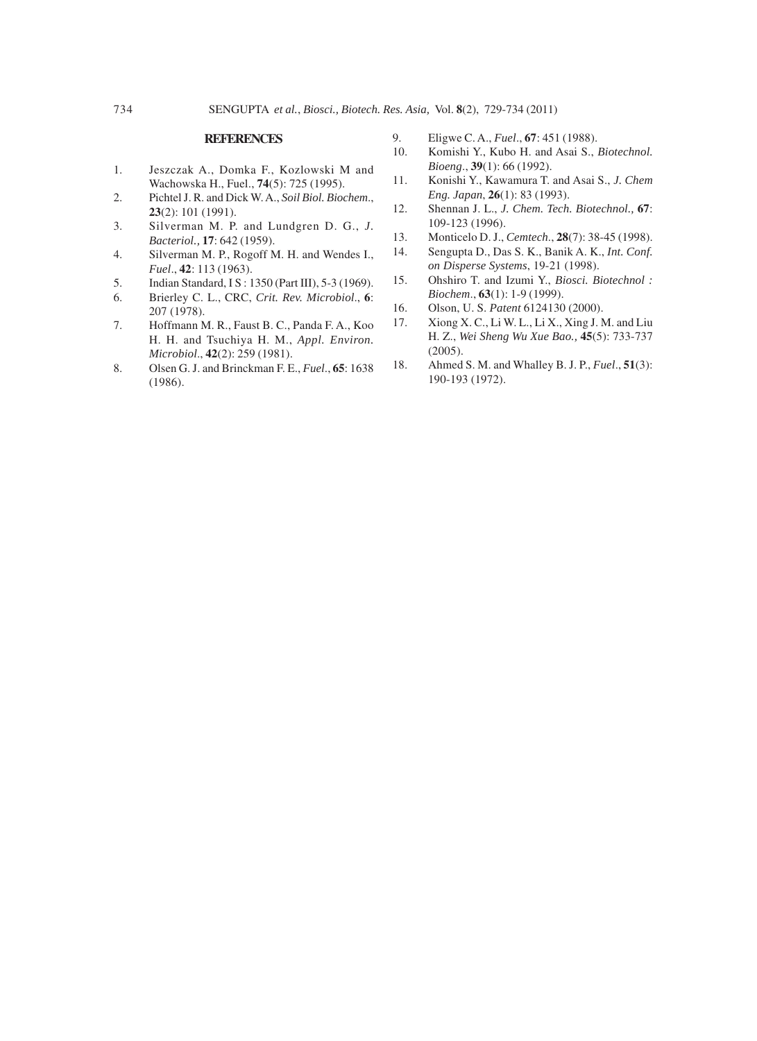## REFERENCES

1. Jeszczak A., Domka F., Kozlowski M and Wachowska H., Fuel., **74**(5): 725 (1995).
2. Pichtel J. R. and Dick W. A., *Soil Biol. Biochem*., **23**(2): 101 (1991).
3. Silverman M. P. and Lundgren D. G., *J. Bacteriol.,* **17**: 642 (1959).
4. Silverman M. P., Rogoff M. H. and Wendes I., *Fuel*., **42**: 113 (1963).
5. Indian Standard, I S : 1350 (Part III), 5-3 (1969).
6. Brierley C. L., CRC, *Crit. Rev. Microbiol*., **6**: 207 (1978).
7. Hoffmann M. R., Faust B. C., Panda F. A., Koo H. H. and Tsuchiya H. M., *Appl. Environ. Microbiol*., **42**(2): 259 (1981).
8. Olsen G. J. and Brinckman F. E., *Fuel*., **65**: 1638 (1986).
9. Eligwe C. A., *Fuel*., **67**: 451 (1988).
10. Komishi Y., Kubo H. and Asai S., *Biotechnol. Bioeng*., **39**(1): 66 (1992).
11. Konishi Y., Kawamura T. and Asai S., *J. Chem Eng. Japan*, **26**(1): 83 (1993).
12. Shennan J. L., *J. Chem. Tech. Biotechnol.,* **67**: 109-123 (1996).
13. Monticelo D. J., *Cemtech*., **28**(7): 38-45 (1998).
14. Sengupta D., Das S. K., Banik A. K., *Int. Conf. on Disperse Systems*, 19-21 (1998).
15. Ohshiro T. and Izumi Y., *Biosci. Biotechnol : Biochem*., **63**(1): 1-9 (1999).
16. Olson, U. S. *Patent* 6124130 (2000).
17. Xiong X. C., Li W. L., Li X., Xing J. M. and Liu H. Z., *Wei Sheng Wu Xue Bao.,* **45**(5): 733-737 (2005).
18. Ahmed S. M. and Whalley B. J. P., *Fuel*., **51**(3): 190-193 (1972).